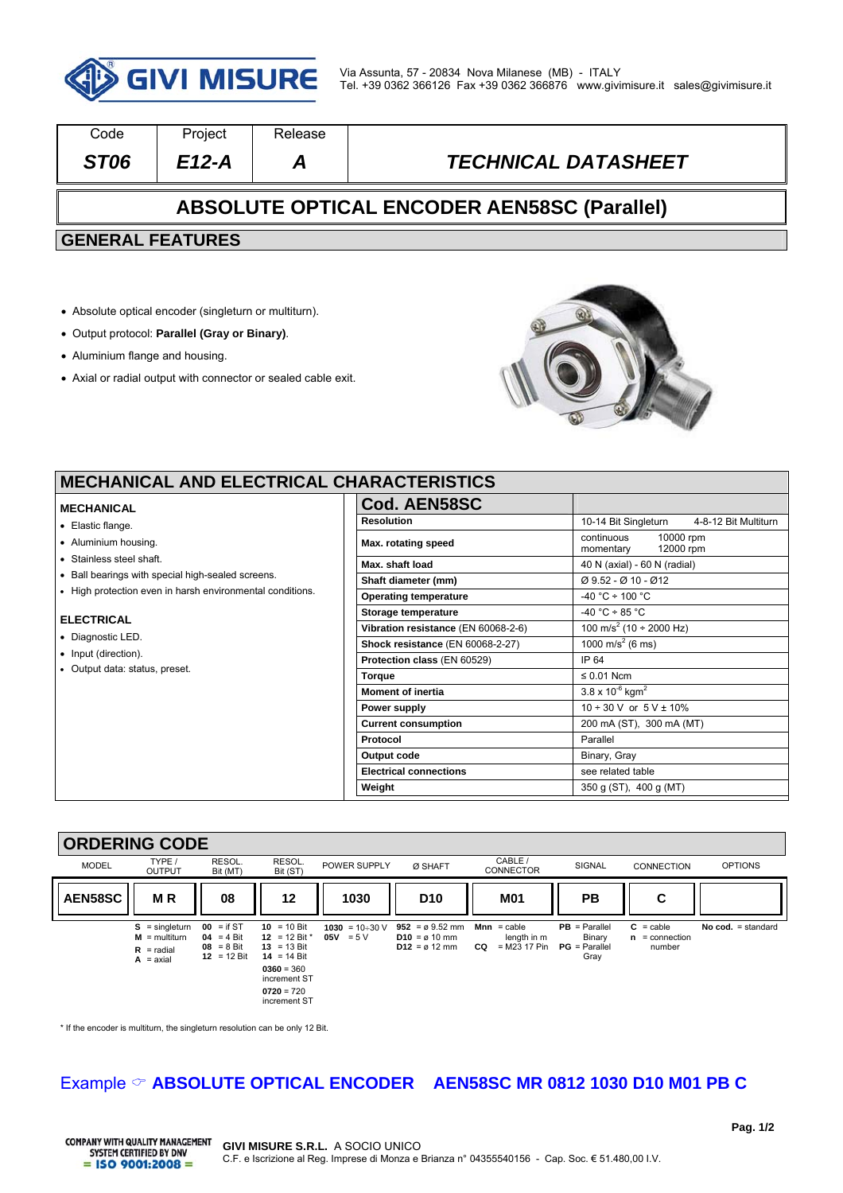GIVI MISURE

Via Assunta, 57 - 20834 Nova Milanese (MB) - ITALY
Tel. +39 0362 366126 Fax +39 0362 366876 www.givimisure.it sales@givimisure.it

| Code | Project | Release | |
|---|---|---|---|
| *ST06* | *E12-A* | *A* | *TECHNICAL DATASHEET* |

# ABSOLUTE OPTICAL ENCODER AEN58SC (Parallel)

## GENERAL FEATURES

- Absolute optical encoder (singleturn or multiturn).
- Output protocol: **Parallel (Gray or Binary)**.
- Aluminium flange and housing.
- Axial or radial output with connector or sealed cable exit.

## MECHANICAL AND ELECTRICAL CHARACTERISTICS

### MECHANICAL

- Elastic flange.
- Aluminium housing.
- Stainless steel shaft.
- Ball bearings with special high-sealed screens.
- High protection even in harsh environmental conditions.

### ELECTRICAL

- Diagnostic LED.
- Input (direction).
- Output data: status, preset.

| **Cod. AEN58SC** | |
|---|---|
| **Resolution** | 10-14 Bit Singleturn 4-8-12 Bit Multiturn |
| **Max. rotating speed** | continuous 10000 rpm<br>momentary 12000 rpm |
| **Max. shaft load** | 40 N (axial) - 60 N (radial) |
| **Shaft diameter (mm)** | Ø 9.52 - Ø 10 - Ø12 |
| **Operating temperature** | -40 °C ÷ 100 °C |
| **Storage temperature** | -40 °C ÷ 85 °C |
| **Vibration resistance** (EN 60068-2-6) | 100 $m/s^2$ (10 ÷ 2000 Hz) |
| **Shock resistance** (EN 60068-2-27) | 1000 $m/s^2$ (6 ms) |
| **Protection class** (EN 60529) | IP 64 |
| **Torque** | ≤ 0.01 Ncm |
| **Moment of inertia** | $3.8 \times 10^{-6}$ $kgm^2$ |
| **Power supply** | 10 ÷ 30 V or 5 V ± 10% |
| **Current consumption** | 200 mA (ST), 300 mA (MT) |
| **Protocol** | Parallel |
| **Output code** | Binary, Gray |
| **Electrical connections** | see related table |
| **Weight** | 350 g (ST), 400 g (MT) |

## ORDERING CODE

| MODEL | TYPE / OUTPUT | RESOL. Bit (MT) | RESOL. Bit (ST) | POWER SUPPLY | Ø SHAFT | CABLE / CONNECTOR | SIGNAL | CONNECTION | OPTIONS |
|---|---|---|---|---|---|---|---|---|---|
| **AEN58SC** | **M R** | **08** | **12** | **1030** | **D10** | **M01** | **PB** | **C** | |
| | **S** = singleturn<br>**M** = multiturn<br>**R** = radial<br>**A** = axial | **00** = if ST<br>**04** = 4 Bit<br>**08** = 8 Bit<br>**12** = 12 Bit | **10** = 10 Bit<br>**12** = 12 Bit *<br>**13** = 13 Bit<br>**14** = 14 Bit<br>**0360** = 360 increment ST<br>**0720** = 720 increment ST | **1030** = 10÷30 V<br>**05V** = 5 V | **952** = ø 9.52 mm<br>**D10** = ø 10 mm<br>**D12** = ø 12 mm | **Mnn** = cable length in m<br>**CQ** = M23 17 Pin | **PB** = Parallel Binary<br>**PG** = Parallel Gray | **C** = cable<br>**n** = connection number | **No cod.** = standard |

\* If the encoder is multiturn, the singleturn resolution can be only 12 Bit.

Example ☞ **ABSOLUTE OPTICAL ENCODER AEN58SC MR 0812 1030 D10 M01 PB C**

COMPANY WITH QUALITY MANAGEMENT SYSTEM CERTIFIED BY DNV = ISO 9001:2008 =

**GIVI MISURE S.R.L.** A SOCIO UNICO
C.F. e Iscrizione al Reg. Imprese di Monza e Brianza n° 04355540156 - Cap. Soc. € 51.480,00 I.V.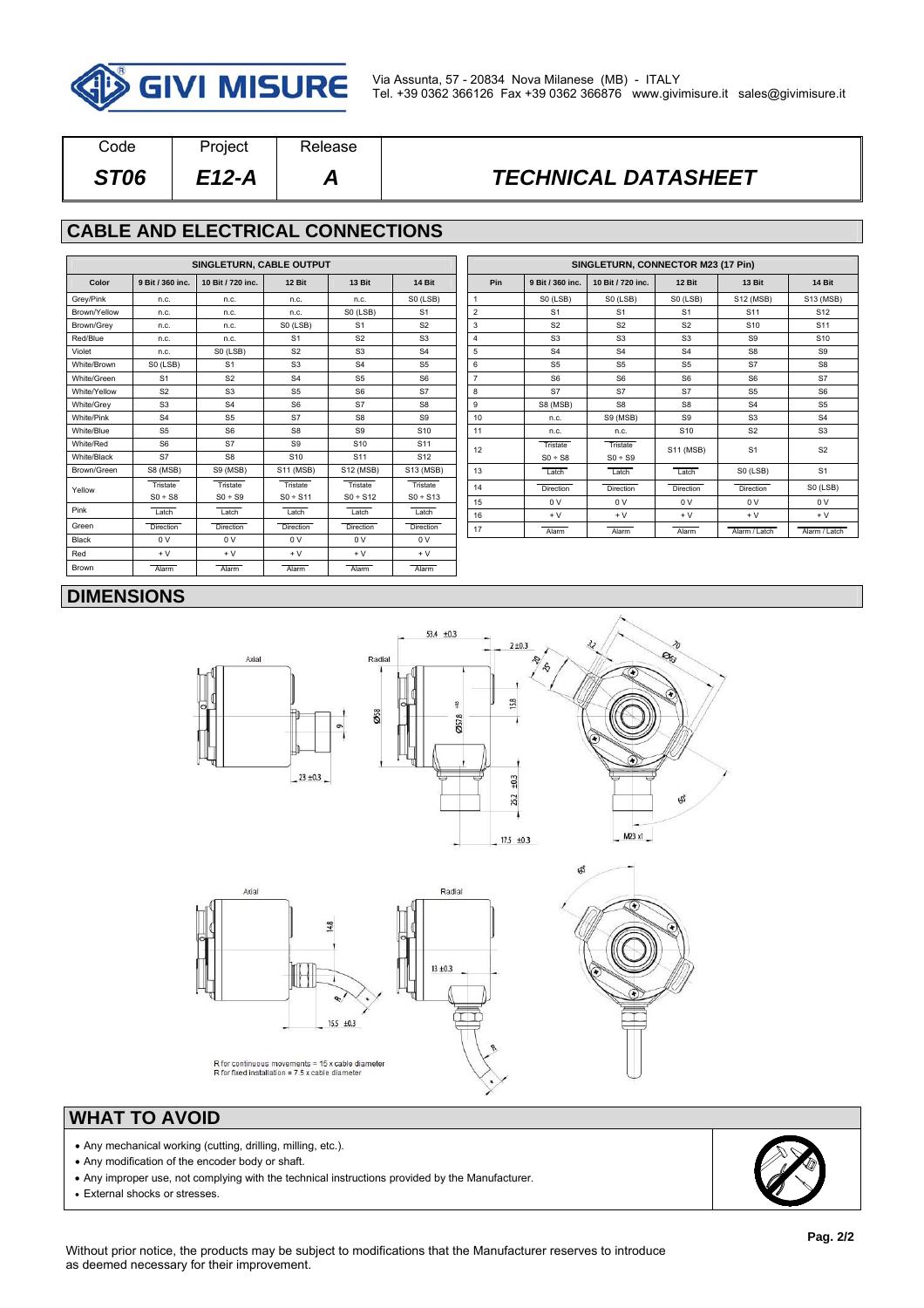GIVI MISURE

Via Assunta, 57 - 20834 Nova Milanese (MB) - ITALY
Tel. +39 0362 366126 Fax +39 0362 366876 www.givimisure.it sales@givimisure.it

| Code | Project | Release | |
|---|---|---|---|
| *ST06* | *E12-A* | *A* | *TECHNICAL DATASHEET* |

## CABLE AND ELECTRICAL CONNECTIONS

| SINGLETURN, CABLE OUTPUT | | | | | |
|---|---|---|---|---|---|
| Color | 9 Bit / 360 inc. | 10 Bit / 720 inc. | 12 Bit | 13 Bit | 14 Bit |
| Grey/Pink | n.c. | n.c. | n.c. | n.c. | S0 (LSB) |
| Brown/Yellow | n.c. | n.c. | n.c. | S0 (LSB) | S1 |
| Brown/Grey | n.c. | n.c. | S0 (LSB) | S1 | S2 |
| Red/Blue | n.c. | n.c. | S1 | S2 | S3 |
| Violet | n.c. | S0 (LSB) | S2 | S3 | S4 |
| White/Brown | S0 (LSB) | S1 | S3 | S4 | S5 |
| White/Green | S1 | S2 | S4 | S5 | S6 |
| White/Yellow | S2 | S3 | S5 | S6 | S7 |
| White/Grey | S3 | S4 | S6 | S7 | S8 |
| White/Pink | S4 | S5 | S7 | S8 | S9 |
| White/Blue | S5 | S6 | S8 | S9 | S10 |
| White/Red | S6 | S7 | S9 | S10 | S11 |
| White/Black | S7 | S8 | S10 | S11 | S12 |
| Brown/Green | S8 (MSB) | S9 (MSB) | S11 (MSB) | S12 (MSB) | S13 (MSB) |
| Yellow | $\overline{\text{Tristate}}$ S0 ÷ S8 | $\overline{\text{Tristate}}$ S0 ÷ S9 | $\overline{\text{Tristate}}$ S0 ÷ S11 | $\overline{\text{Tristate}}$ S0 ÷ S12 | $\overline{\text{Tristate}}$ S0 ÷ S13 |
| Pink | $\overline{\text{Latch}}$ | $\overline{\text{Latch}}$ | $\overline{\text{Latch}}$ | $\overline{\text{Latch}}$ | $\overline{\text{Latch}}$ |
| Green | $\overline{\text{Direction}}$ | $\overline{\text{Direction}}$ | $\overline{\text{Direction}}$ | $\overline{\text{Direction}}$ | $\overline{\text{Direction}}$ |
| Black | 0 V | 0 V | 0 V | 0 V | 0 V |
| Red | + V | + V | + V | + V | + V |
| Brown | $\overline{\text{Alarm}}$ | $\overline{\text{Alarm}}$ | $\overline{\text{Alarm}}$ | $\overline{\text{Alarm}}$ | $\overline{\text{Alarm}}$ |

| SINGLETURN, CONNECTOR M23 (17 Pin) | | | | | |
|---|---|---|---|---|---|
| Pin | 9 Bit / 360 inc. | 10 Bit / 720 inc. | 12 Bit | 13 Bit | 14 Bit |
| 1 | S0 (LSB) | S0 (LSB) | S0 (LSB) | S12 (MSB) | S13 (MSB) |
| 2 | S1 | S1 | S1 | S11 | S12 |
| 3 | S2 | S2 | S2 | S10 | S11 |
| 4 | S3 | S3 | S3 | S9 | S10 |
| 5 | S4 | S4 | S4 | S8 | S9 |
| 6 | S5 | S5 | S5 | S7 | S8 |
| 7 | S6 | S6 | S6 | S6 | S7 |
| 8 | S7 | S7 | S7 | S5 | S6 |
| 9 | S8 (MSB) | S8 | S8 | S4 | S5 |
| 10 | n.c. | S9 (MSB) | S9 | S3 | S4 |
| 11 | n.c. | n.c. | S10 | S2 | S3 |
| 12 | $\overline{\text{Tristate}}$ S0 ÷ S8 | $\overline{\text{Tristate}}$ S0 ÷ S9 | S11 (MSB) | S1 | S2 |
| 13 | $\overline{\text{Latch}}$ | $\overline{\text{Latch}}$ | $\overline{\text{Latch}}$ | S0 (LSB) | S1 |
| 14 | $\overline{\text{Direction}}$ | $\overline{\text{Direction}}$ | $\overline{\text{Direction}}$ | $\overline{\text{Direction}}$ | S0 (LSB) |
| 15 | 0 V | 0 V | 0 V | 0 V | 0 V |
| 16 | + V | + V | + V | + V | + V |
| 17 | $\overline{\text{Alarm}}$ | $\overline{\text{Alarm}}$ | $\overline{\text{Alarm}}$ | $\overline{\text{Alarm / Latch}}$ | $\overline{\text{Alarm / Latch}}$ |

## DIMENSIONS

Axial

Radial

53.4 ±0.3

2±0.3

Ø58

Ø57.8

9

15.8

23 ±0.3

25.2 ±0.3

17.5 ±0.3

3.2

70

Ø63

20

25°

60°

M23 x1

Axial

Radial

60°

14.8

13 ±0.3

15.5 ±0.3

R

R for continuous movements = 15 x cable diameter
R for fixed installation = 7.5 x cable diameter

## WHAT TO AVOID

- Any mechanical working (cutting, drilling, milling, etc.).
- Any modification of the encoder body or shaft.
- Any improper use, not complying with the technical instructions provided by the Manufacturer.
- External shocks or stresses.

Without prior notice, the products may be subject to modifications that the Manufacturer reserves to introduce as deemed necessary for their improvement.